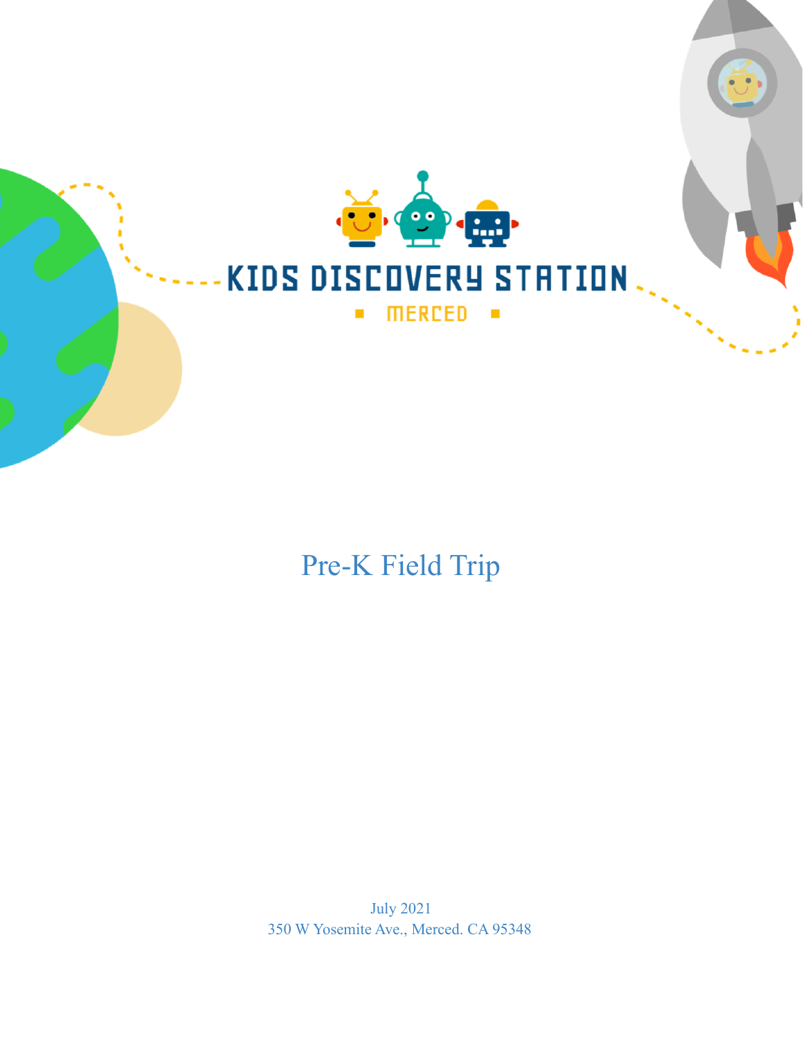KIDS DISCOVERY STATION

MERCED

# Pre-K Field Trip

July 2021
350 W Yosemite Ave., Merced. CA 95348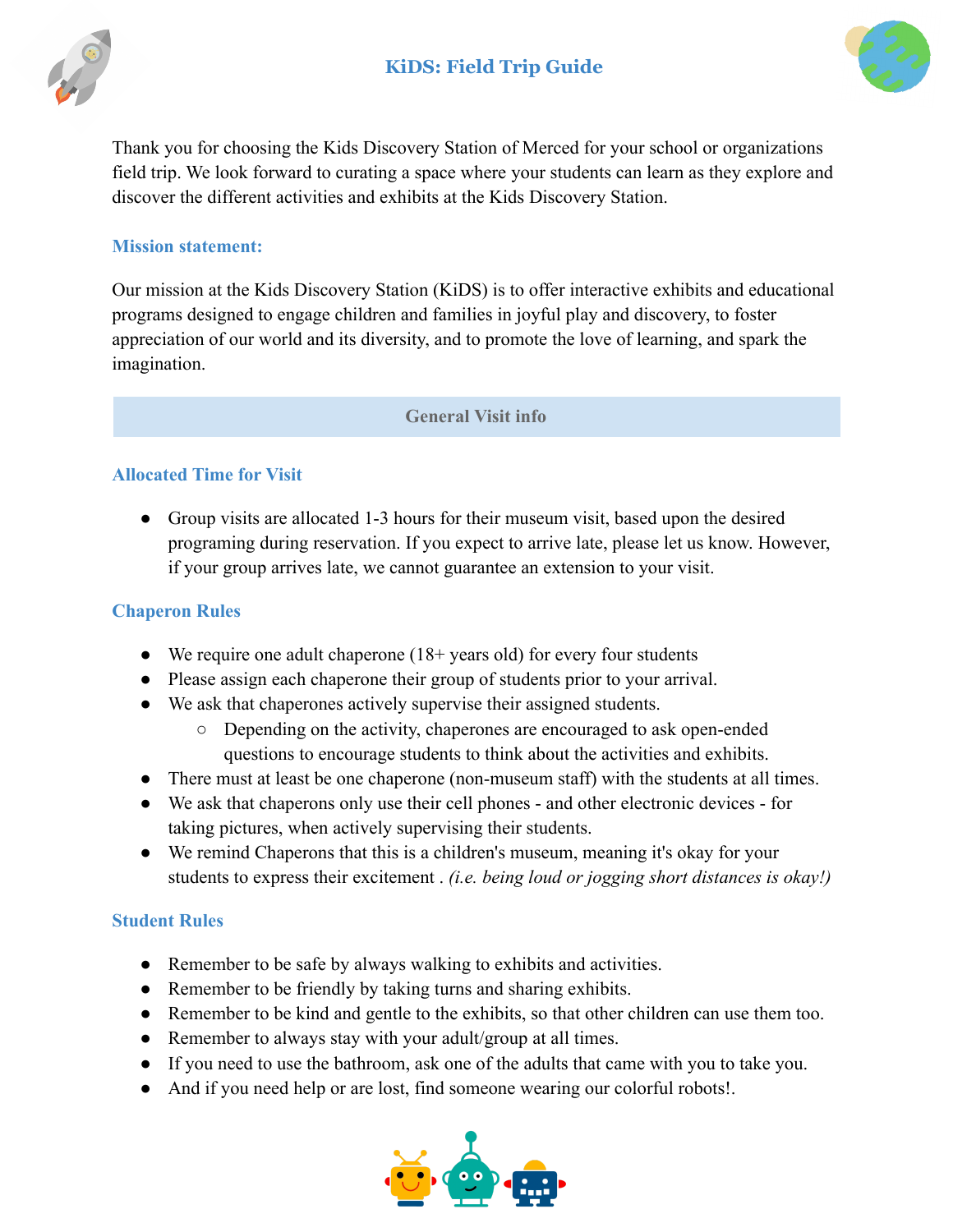# KiDS: Field Trip Guide

Thank you for choosing the Kids Discovery Station of Merced for your school or organizations field trip. We look forward to curating a space where your students can learn as they explore and discover the different activities and exhibits at the Kids Discovery Station.

### Mission statement:

Our mission at the Kids Discovery Station (KiDS) is to offer interactive exhibits and educational programs designed to engage children and families in joyful play and discovery, to foster appreciation of our world and its diversity, and to promote the love of learning, and spark the imagination.

## General Visit info

### Allocated Time for Visit

- Group visits are allocated 1-3 hours for their museum visit, based upon the desired programing during reservation. If you expect to arrive late, please let us know. However, if your group arrives late, we cannot guarantee an extension to your visit.

### Chaperon Rules

- We require one adult chaperone (18+ years old) for every four students
- Please assign each chaperone their group of students prior to your arrival.
- We ask that chaperones actively supervise their assigned students.
  - Depending on the activity, chaperones are encouraged to ask open-ended questions to encourage students to think about the activities and exhibits.
- There must at least be one chaperone (non-museum staff) with the students at all times.
- We ask that chaperons only use their cell phones - and other electronic devices - for taking pictures, when actively supervising their students.
- We remind Chaperons that this is a children's museum, meaning it's okay for your students to express their excitement . *(i.e. being loud or jogging short distances is okay!)*

### Student Rules

- Remember to be safe by always walking to exhibits and activities.
- Remember to be friendly by taking turns and sharing exhibits.
- Remember to be kind and gentle to the exhibits, so that other children can use them too.
- Remember to always stay with your adult/group at all times.
- If you need to use the bathroom, ask one of the adults that came with you to take you.
- And if you need help or are lost, find someone wearing our colorful robots!.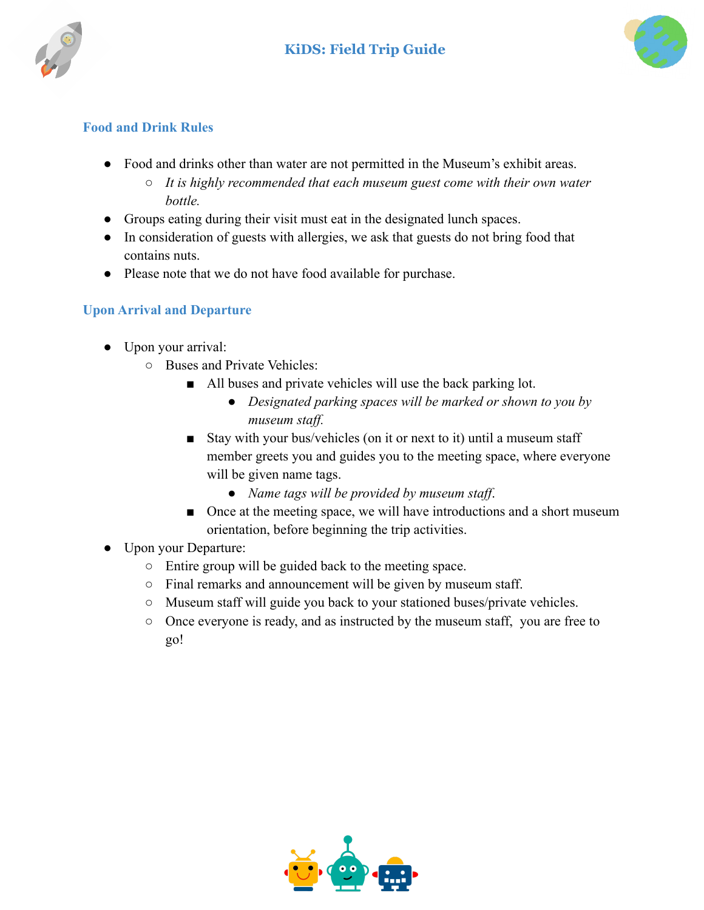# KiDS: Field Trip Guide

## Food and Drink Rules

- Food and drinks other than water are not permitted in the Museum's exhibit areas.
  - *It is highly recommended that each museum guest come with their own water bottle.*
- Groups eating during their visit must eat in the designated lunch spaces.
- In consideration of guests with allergies, we ask that guests do not bring food that contains nuts.
- Please note that we do not have food available for purchase.

## Upon Arrival and Departure

- Upon your arrival:
  - Buses and Private Vehicles:
    - All buses and private vehicles will use the back parking lot.
      - *Designated parking spaces will be marked or shown to you by museum staff.*
    - Stay with your bus/vehicles (on it or next to it) until a museum staff member greets you and guides you to the meeting space, where everyone will be given name tags.
      - *Name tags will be provided by museum staff.*
    - Once at the meeting space, we will have introductions and a short museum orientation, before beginning the trip activities.
- Upon your Departure:
  - Entire group will be guided back to the meeting space.
  - Final remarks and announcement will be given by museum staff.
  - Museum staff will guide you back to your stationed buses/private vehicles.
  - Once everyone is ready, and as instructed by the museum staff, you are free to go!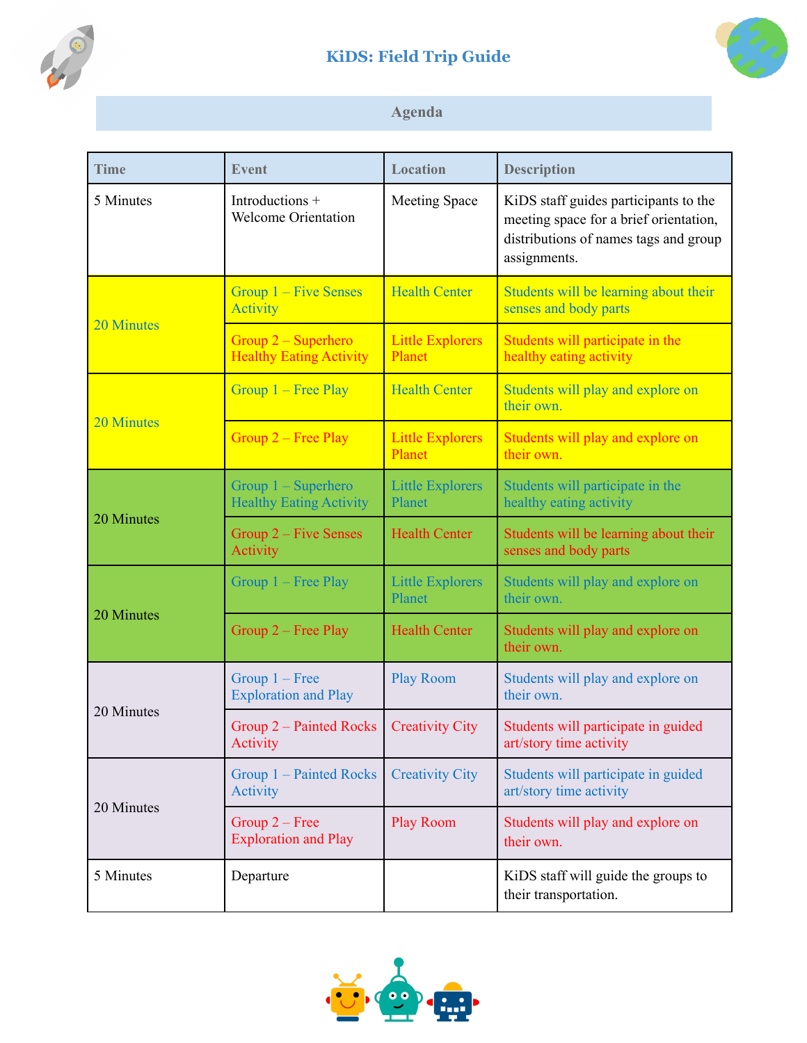# KiDS: Field Trip Guide

## Agenda

| Time | Event | Location | Description |
|---|---|---|---|
| 5 Minutes | Introductions + Welcome Orientation | Meeting Space | KiDS staff guides participants to the meeting space for a brief orientation, distributions of names tags and group assignments. |
| 20 Minutes | Group 1 – Five Senses Activity | Health Center | Students will be learning about their senses and body parts |
| | Group 2 – Superhero Healthy Eating Activity | Little Explorers Planet | Students will participate in the healthy eating activity |
| 20 Minutes | Group 1 – Free Play | Health Center | Students will play and explore on their own. |
| | Group 2 – Free Play | Little Explorers Planet | Students will play and explore on their own. |
| 20 Minutes | Group 1 – Superhero Healthy Eating Activity | Little Explorers Planet | Students will participate in the healthy eating activity |
| | Group 2 – Five Senses Activity | Health Center | Students will be learning about their senses and body parts |
| 20 Minutes | Group 1 – Free Play | Little Explorers Planet | Students will play and explore on their own. |
| | Group 2 – Free Play | Health Center | Students will play and explore on their own. |
| 20 Minutes | Group 1 – Free Exploration and Play | Play Room | Students will play and explore on their own. |
| | Group 2 – Painted Rocks Activity | Creativity City | Students will participate in guided art/story time activity |
| 20 Minutes | Group 1 – Painted Rocks Activity | Creativity City | Students will participate in guided art/story time activity |
| | Group 2 – Free Exploration and Play | Play Room | Students will play and explore on their own. |
| 5 Minutes | Departure | | KiDS staff will guide the groups to their transportation. |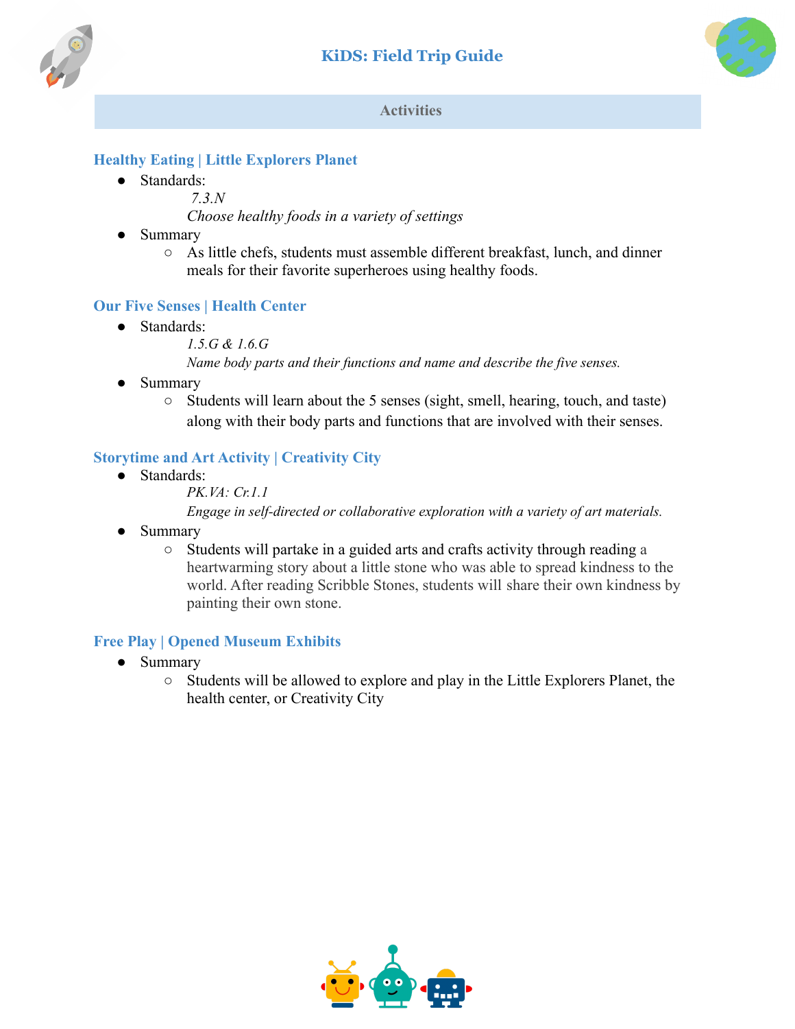# KiDS: Field Trip Guide

## Activities

### Healthy Eating | Little Explorers Planet

- Standards:

  *7.3.N*

  *Choose healthy foods in a variety of settings*
- Summary
  - As little chefs, students must assemble different breakfast, lunch, and dinner meals for their favorite superheroes using healthy foods.

### Our Five Senses | Health Center

- Standards:

  *1.5.G & 1.6.G*

  *Name body parts and their functions and name and describe the five senses.*
- Summary
  - Students will learn about the 5 senses (sight, smell, hearing, touch, and taste) along with their body parts and functions that are involved with their senses.

### Storytime and Art Activity | Creativity City

- Standards:

  *PK.VA: Cr.1.1*

  *Engage in self-directed or collaborative exploration with a variety of art materials.*
- Summary
  - Students will partake in a guided arts and crafts activity through reading a heartwarming story about a little stone who was able to spread kindness to the world. After reading Scribble Stones, students will share their own kindness by painting their own stone.

### Free Play | Opened Museum Exhibits

- Summary
  - Students will be allowed to explore and play in the Little Explorers Planet, the health center, or Creativity City